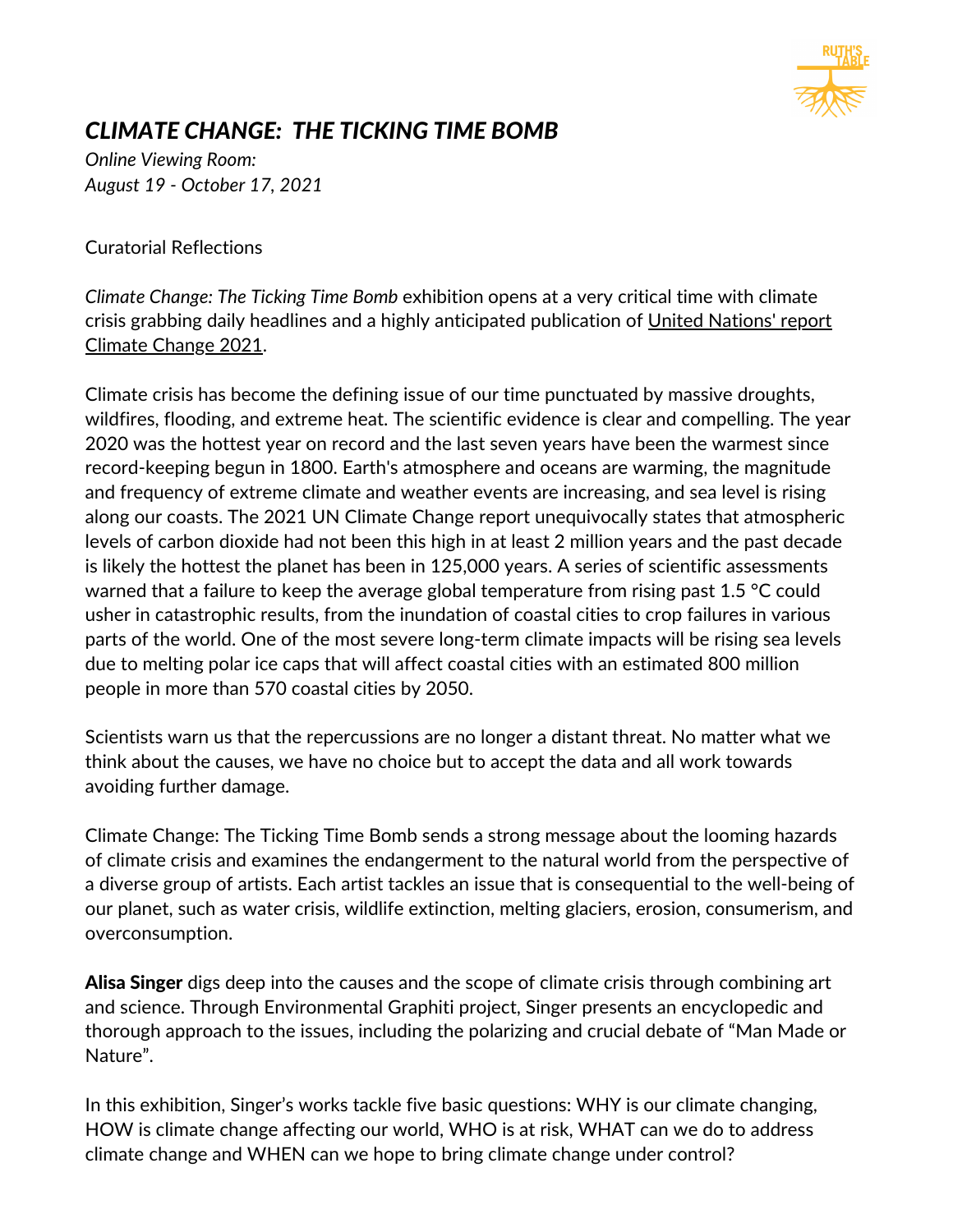# *CLIMATE CHANGE: THE TICKING TIME BOMB*

*Online Viewing Room:*
*August 19 - October 17, 2021*

Curatorial Reflections

*Climate Change: The Ticking Time Bomb* exhibition opens at a very critical time with climate crisis grabbing daily headlines and a highly anticipated publication of United Nations' report Climate Change 2021.

Climate crisis has become the defining issue of our time punctuated by massive droughts, wildfires, flooding, and extreme heat. The scientific evidence is clear and compelling. The year 2020 was the hottest year on record and the last seven years have been the warmest since record-keeping begun in 1800. Earth's atmosphere and oceans are warming, the magnitude and frequency of extreme climate and weather events are increasing, and sea level is rising along our coasts. The 2021 UN Climate Change report unequivocally states that atmospheric levels of carbon dioxide had not been this high in at least 2 million years and the past decade is likely the hottest the planet has been in 125,000 years. A series of scientific assessments warned that a failure to keep the average global temperature from rising past 1.5 °C could usher in catastrophic results, from the inundation of coastal cities to crop failures in various parts of the world. One of the most severe long-term climate impacts will be rising sea levels due to melting polar ice caps that will affect coastal cities with an estimated 800 million people in more than 570 coastal cities by 2050.

Scientists warn us that the repercussions are no longer a distant threat. No matter what we think about the causes, we have no choice but to accept the data and all work towards avoiding further damage.

Climate Change: The Ticking Time Bomb sends a strong message about the looming hazards of climate crisis and examines the endangerment to the natural world from the perspective of a diverse group of artists. Each artist tackles an issue that is consequential to the well-being of our planet, such as water crisis, wildlife extinction, melting glaciers, erosion, consumerism, and overconsumption.

**Alisa Singer** digs deep into the causes and the scope of climate crisis through combining art and science. Through Environmental Graphiti project, Singer presents an encyclopedic and thorough approach to the issues, including the polarizing and crucial debate of "Man Made or Nature".

In this exhibition, Singer's works tackle five basic questions: WHY is our climate changing, HOW is climate change affecting our world, WHO is at risk, WHAT can we do to address climate change and WHEN can we hope to bring climate change under control?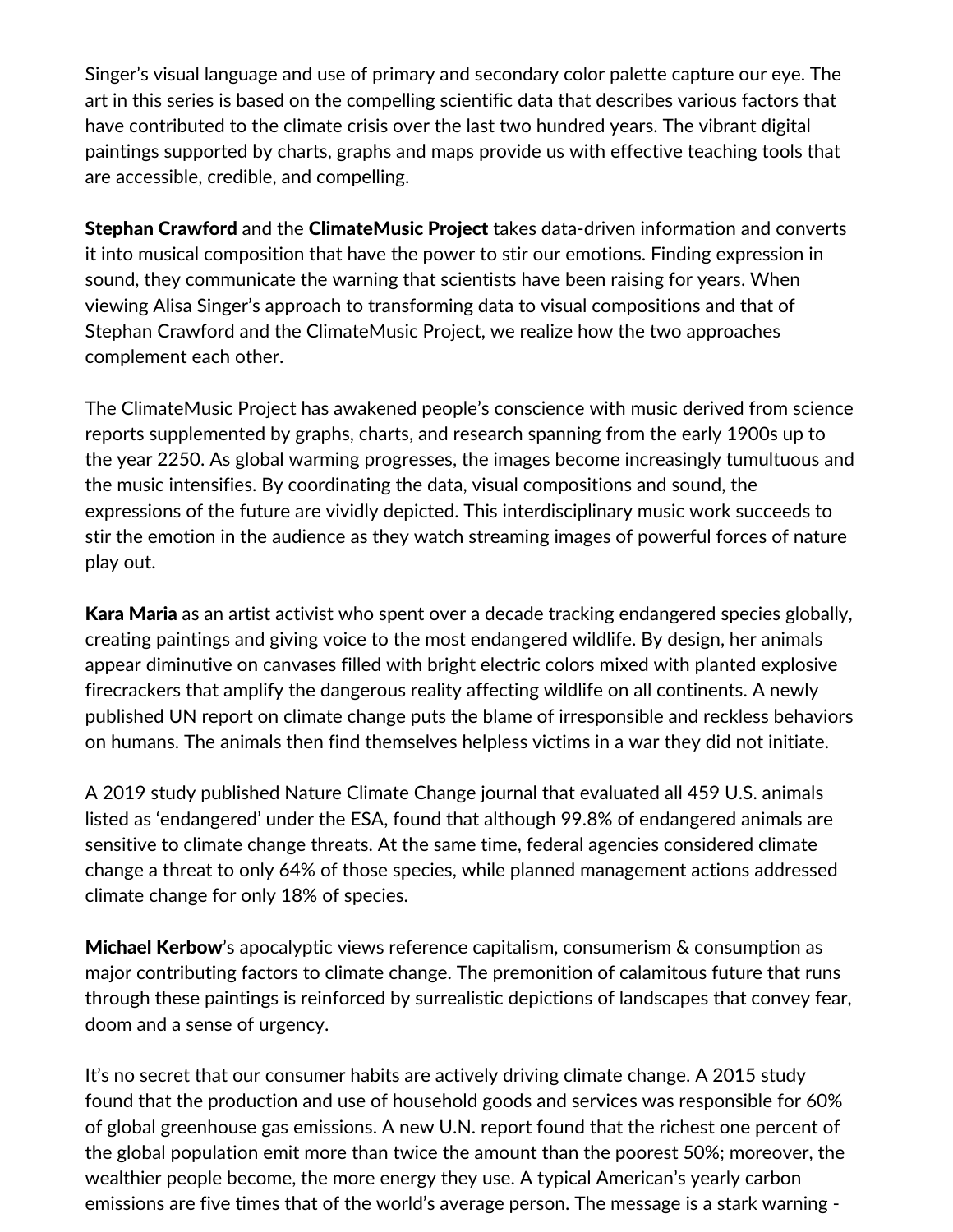Singer's visual language and use of primary and secondary color palette capture our eye. The art in this series is based on the compelling scientific data that describes various factors that have contributed to the climate crisis over the last two hundred years. The vibrant digital paintings supported by charts, graphs and maps provide us with effective teaching tools that are accessible, credible, and compelling.

**Stephan Crawford** and the **ClimateMusic Project** takes data-driven information and converts it into musical composition that have the power to stir our emotions. Finding expression in sound, they communicate the warning that scientists have been raising for years. When viewing Alisa Singer's approach to transforming data to visual compositions and that of Stephan Crawford and the ClimateMusic Project, we realize how the two approaches complement each other.

The ClimateMusic Project has awakened people's conscience with music derived from science reports supplemented by graphs, charts, and research spanning from the early 1900s up to the year 2250. As global warming progresses, the images become increasingly tumultuous and the music intensifies. By coordinating the data, visual compositions and sound, the expressions of the future are vividly depicted. This interdisciplinary music work succeeds to stir the emotion in the audience as they watch streaming images of powerful forces of nature play out.

**Kara Maria** as an artist activist who spent over a decade tracking endangered species globally, creating paintings and giving voice to the most endangered wildlife. By design, her animals appear diminutive on canvases filled with bright electric colors mixed with planted explosive firecrackers that amplify the dangerous reality affecting wildlife on all continents. A newly published UN report on climate change puts the blame of irresponsible and reckless behaviors on humans. The animals then find themselves helpless victims in a war they did not initiate.

A 2019 study published Nature Climate Change journal that evaluated all 459 U.S. animals listed as 'endangered' under the ESA, found that although 99.8% of endangered animals are sensitive to climate change threats. At the same time, federal agencies considered climate change a threat to only 64% of those species, while planned management actions addressed climate change for only 18% of species.

**Michael Kerbow**'s apocalyptic views reference capitalism, consumerism & consumption as major contributing factors to climate change. The premonition of calamitous future that runs through these paintings is reinforced by surrealistic depictions of landscapes that convey fear, doom and a sense of urgency.

It's no secret that our consumer habits are actively driving climate change. A 2015 study found that the production and use of household goods and services was responsible for 60% of global greenhouse gas emissions. A new U.N. report found that the richest one percent of the global population emit more than twice the amount than the poorest 50%; moreover, the wealthier people become, the more energy they use. A typical American's yearly carbon emissions are five times that of the world's average person. The message is a stark warning -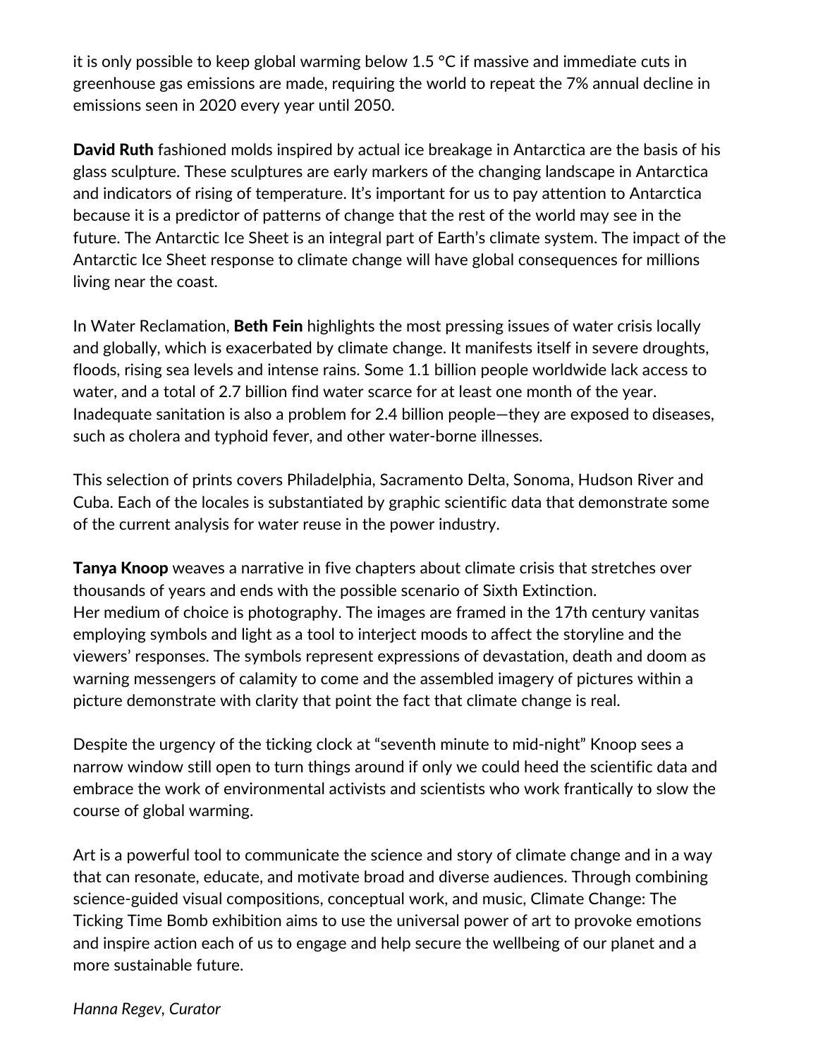it is only possible to keep global warming below 1.5 °C if massive and immediate cuts in greenhouse gas emissions are made, requiring the world to repeat the 7% annual decline in emissions seen in 2020 every year until 2050.

**David Ruth** fashioned molds inspired by actual ice breakage in Antarctica are the basis of his glass sculpture. These sculptures are early markers of the changing landscape in Antarctica and indicators of rising of temperature. It's important for us to pay attention to Antarctica because it is a predictor of patterns of change that the rest of the world may see in the future. The Antarctic Ice Sheet is an integral part of Earth's climate system. The impact of the Antarctic Ice Sheet response to climate change will have global consequences for millions living near the coast.

In Water Reclamation, **Beth Fein** highlights the most pressing issues of water crisis locally and globally, which is exacerbated by climate change. It manifests itself in severe droughts, floods, rising sea levels and intense rains. Some 1.1 billion people worldwide lack access to water, and a total of 2.7 billion find water scarce for at least one month of the year. Inadequate sanitation is also a problem for 2.4 billion people—they are exposed to diseases, such as cholera and typhoid fever, and other water-borne illnesses.

This selection of prints covers Philadelphia, Sacramento Delta, Sonoma, Hudson River and Cuba. Each of the locales is substantiated by graphic scientific data that demonstrate some of the current analysis for water reuse in the power industry.

**Tanya Knoop** weaves a narrative in five chapters about climate crisis that stretches over thousands of years and ends with the possible scenario of Sixth Extinction.
Her medium of choice is photography. The images are framed in the 17th century vanitas employing symbols and light as a tool to interject moods to affect the storyline and the viewers' responses. The symbols represent expressions of devastation, death and doom as warning messengers of calamity to come and the assembled imagery of pictures within a picture demonstrate with clarity that point the fact that climate change is real.

Despite the urgency of the ticking clock at "seventh minute to mid-night" Knoop sees a narrow window still open to turn things around if only we could heed the scientific data and embrace the work of environmental activists and scientists who work frantically to slow the course of global warming.

Art is a powerful tool to communicate the science and story of climate change and in a way that can resonate, educate, and motivate broad and diverse audiences. Through combining science-guided visual compositions, conceptual work, and music, Climate Change: The Ticking Time Bomb exhibition aims to use the universal power of art to provoke emotions and inspire action each of us to engage and help secure the wellbeing of our planet and a more sustainable future.

*Hanna Regev, Curator*